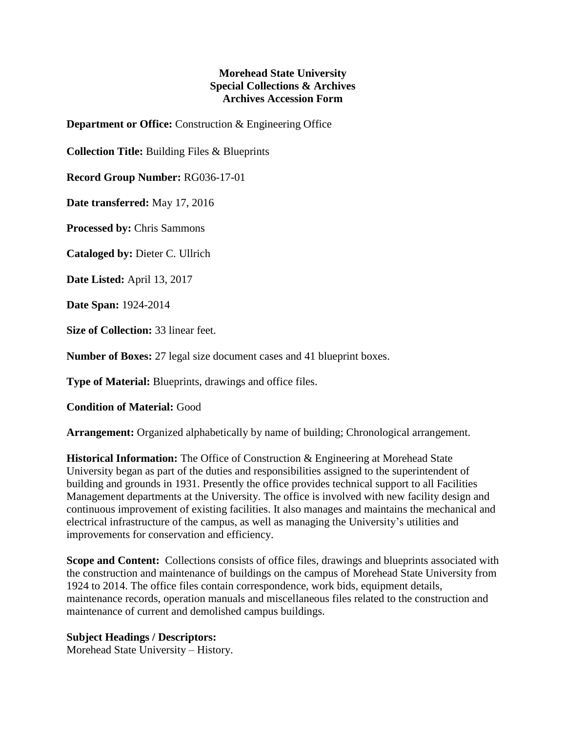**Morehead State University**
**Special Collections & Archives**
**Archives Accession Form**

**Department or Office:** Construction & Engineering Office

**Collection Title:** Building Files & Blueprints

**Record Group Number:** RG036-17-01

**Date transferred:** May 17, 2016

**Processed by:** Chris Sammons

**Cataloged by:** Dieter C. Ullrich

**Date Listed:** April 13, 2017

**Date Span:** 1924-2014

**Size of Collection:** 33 linear feet.

**Number of Boxes:** 27 legal size document cases and 41 blueprint boxes.

**Type of Material:** Blueprints, drawings and office files.

**Condition of Material:** Good

**Arrangement:** Organized alphabetically by name of building; Chronological arrangement.

**Historical Information:** The Office of Construction & Engineering at Morehead State University began as part of the duties and responsibilities assigned to the superintendent of building and grounds in 1931. Presently the office provides technical support to all Facilities Management departments at the University. The office is involved with new facility design and continuous improvement of existing facilities. It also manages and maintains the mechanical and electrical infrastructure of the campus, as well as managing the University's utilities and improvements for conservation and efficiency.

**Scope and Content:** Collections consists of office files, drawings and blueprints associated with the construction and maintenance of buildings on the campus of Morehead State University from 1924 to 2014. The office files contain correspondence, work bids, equipment details, maintenance records, operation manuals and miscellaneous files related to the construction and maintenance of current and demolished campus buildings.

**Subject Headings / Descriptors:**
Morehead State University – History.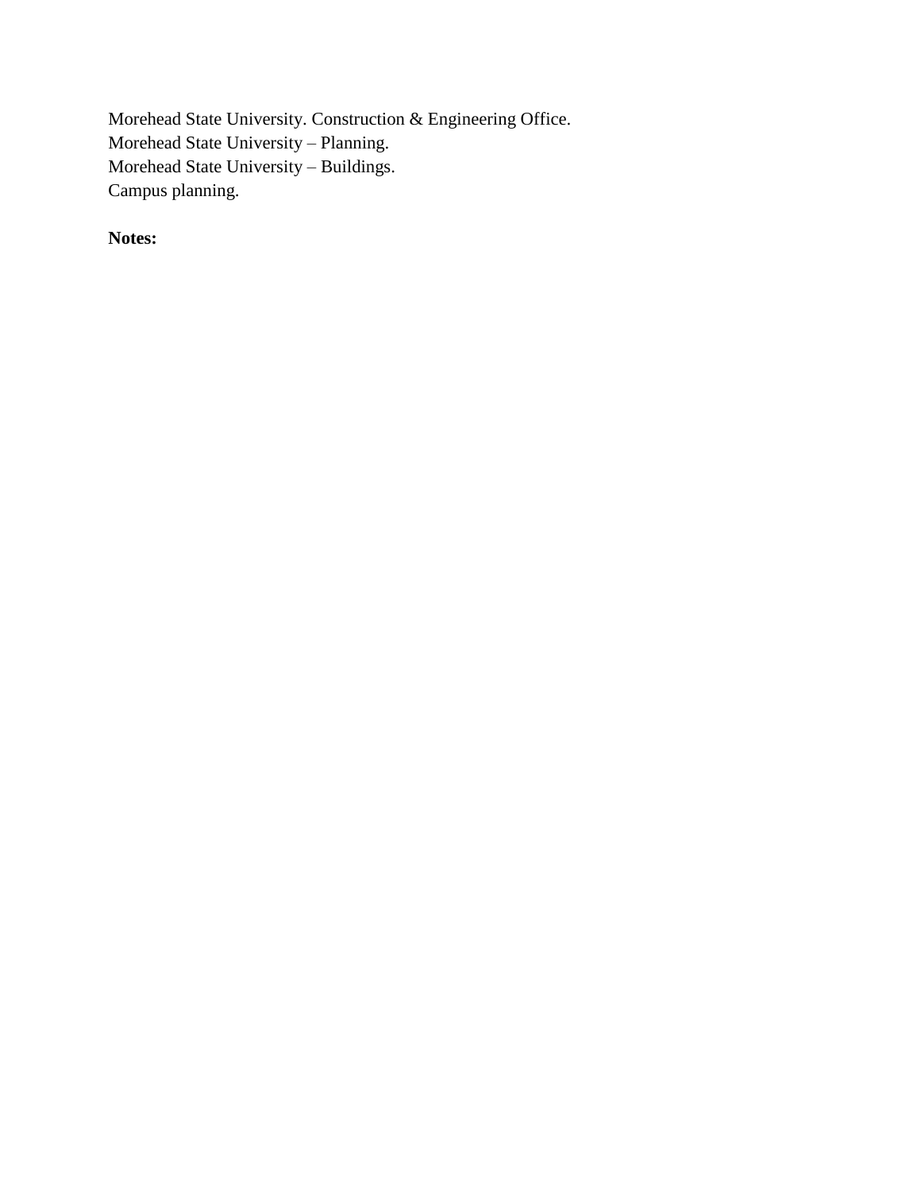Morehead State University. Construction & Engineering Office.
Morehead State University – Planning.
Morehead State University – Buildings.
Campus planning.

**Notes:**